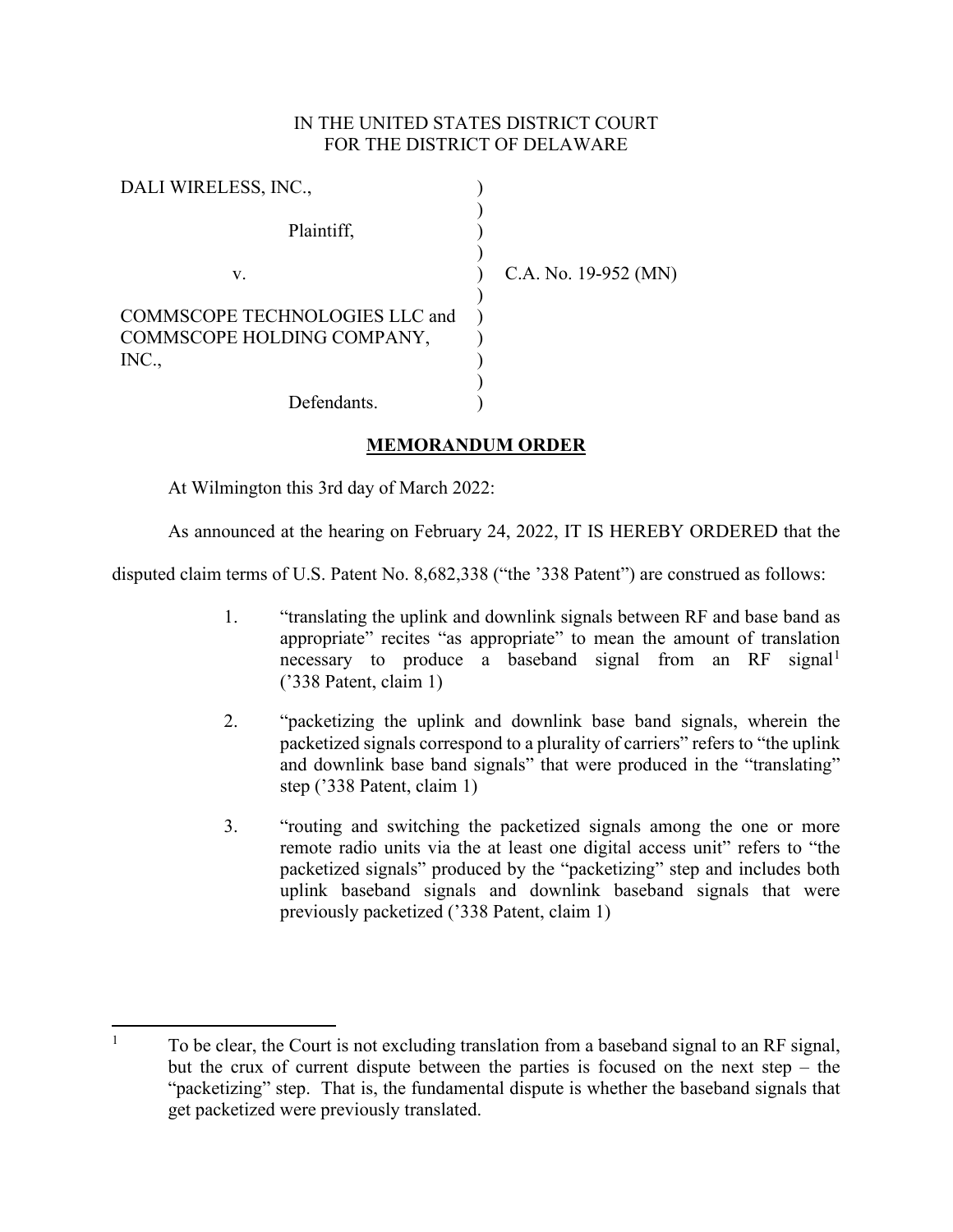IN THE UNITED STATES DISTRICT COURT
FOR THE DISTRICT OF DELAWARE

| | | |
|---|---|---|
| DALI WIRELESS, INC., | ) | |
| Plaintiff, | ) | |
| v. | ) | C.A. No. 19-952 (MN) |
| COMMSCOPE TECHNOLOGIES LLC and COMMSCOPE HOLDING COMPANY, INC., | ) | |
| Defendants. | ) | |

**MEMORANDUM ORDER**

At Wilmington this 3rd day of March 2022:

As announced at the hearing on February 24, 2022, IT IS HEREBY ORDERED that the disputed claim terms of U.S. Patent No. 8,682,338 ("the '338 Patent") are construed as follows:

1. "translating the uplink and downlink signals between RF and base band as appropriate" recites "as appropriate" to mean the amount of translation necessary to produce a baseband signal from an RF signal[1] ('338 Patent, claim 1)

2. "packetizing the uplink and downlink base band signals, wherein the packetized signals correspond to a plurality of carriers" refers to "the uplink and downlink base band signals" that were produced in the "translating" step ('338 Patent, claim 1)

3. "routing and switching the packetized signals among the one or more remote radio units via the at least one digital access unit" refers to "the packetized signals" produced by the "packetizing" step and includes both uplink baseband signals and downlink baseband signals that were previously packetized ('338 Patent, claim 1)

---

[1] To be clear, the Court is not excluding translation from a baseband signal to an RF signal, but the crux of current dispute between the parties is focused on the next step – the "packetizing" step. That is, the fundamental dispute is whether the baseband signals that get packetized were previously translated.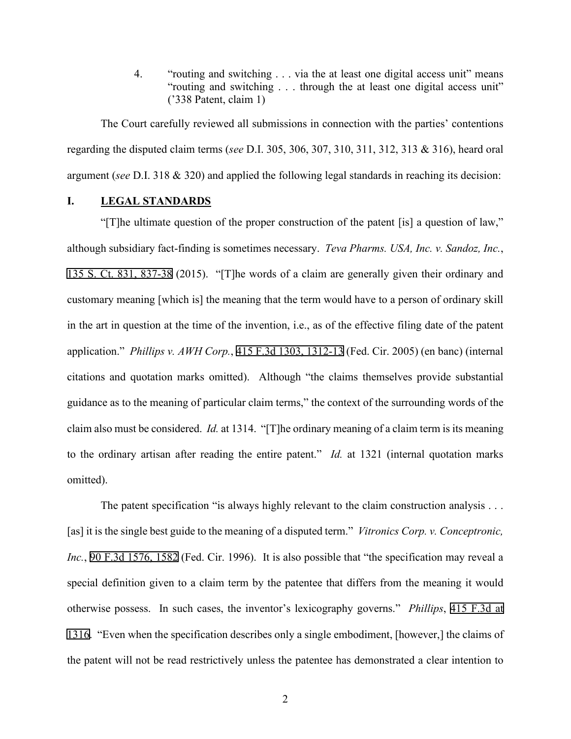4. "routing and switching . . . via the at least one digital access unit" means "routing and switching . . . through the at least one digital access unit" ('338 Patent, claim 1)

The Court carefully reviewed all submissions in connection with the parties' contentions regarding the disputed claim terms (*see* D.I. 305, 306, 307, 310, 311, 312, 313 & 316), heard oral argument (*see* D.I. 318 & 320) and applied the following legal standards in reaching its decision:

## I. LEGAL STANDARDS

"[T]he ultimate question of the proper construction of the patent [is] a question of law," although subsidiary fact-finding is sometimes necessary. *Teva Pharms. USA, Inc. v. Sandoz, Inc.*, 135 S. Ct. 831, 837-38 (2015). "[T]he words of a claim are generally given their ordinary and customary meaning [which is] the meaning that the term would have to a person of ordinary skill in the art in question at the time of the invention, i.e., as of the effective filing date of the patent application." *Phillips v. AWH Corp.*, 415 F.3d 1303, 1312-13 (Fed. Cir. 2005) (en banc) (internal citations and quotation marks omitted). Although "the claims themselves provide substantial guidance as to the meaning of particular claim terms," the context of the surrounding words of the claim also must be considered. *Id.* at 1314. "[T]he ordinary meaning of a claim term is its meaning to the ordinary artisan after reading the entire patent." *Id.* at 1321 (internal quotation marks omitted).

The patent specification "is always highly relevant to the claim construction analysis . . . [as] it is the single best guide to the meaning of a disputed term." *Vitronics Corp. v. Conceptronic, Inc.*, 90 F.3d 1576, 1582 (Fed. Cir. 1996). It is also possible that "the specification may reveal a special definition given to a claim term by the patentee that differs from the meaning it would otherwise possess. In such cases, the inventor's lexicography governs." *Phillips*, 415 F.3d at 1316. "Even when the specification describes only a single embodiment, [however,] the claims of the patent will not be read restrictively unless the patentee has demonstrated a clear intention to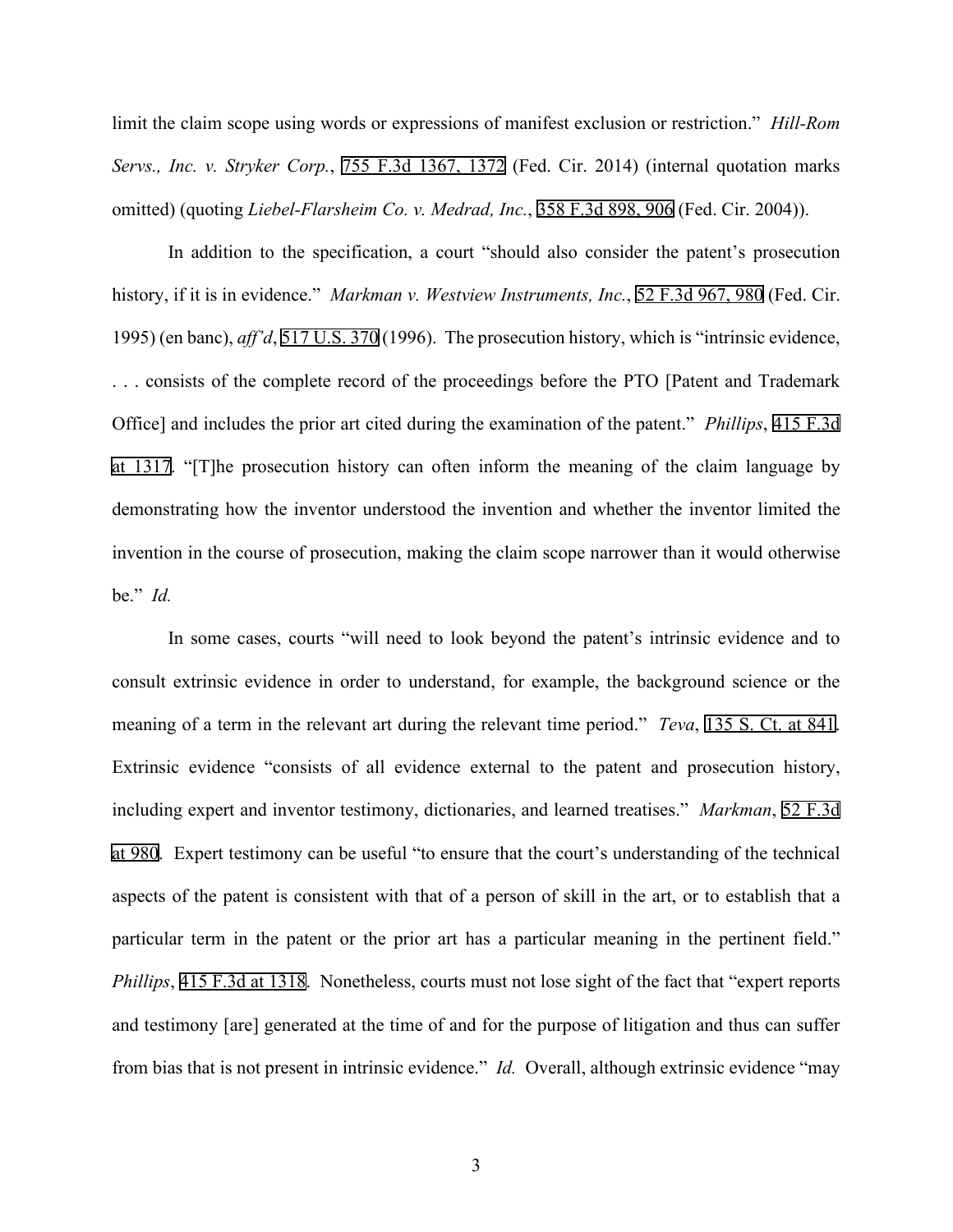limit the claim scope using words or expressions of manifest exclusion or restriction." *Hill-Rom Servs., Inc. v. Stryker Corp.*, 755 F.3d 1367, 1372 (Fed. Cir. 2014) (internal quotation marks omitted) (quoting *Liebel-Flarsheim Co. v. Medrad, Inc.*, 358 F.3d 898, 906 (Fed. Cir. 2004)).

In addition to the specification, a court "should also consider the patent's prosecution history, if it is in evidence." *Markman v. Westview Instruments, Inc.*, 52 F.3d 967, 980 (Fed. Cir. 1995) (en banc), *aff'd*, 517 U.S. 370 (1996). The prosecution history, which is "intrinsic evidence, . . . consists of the complete record of the proceedings before the PTO [Patent and Trademark Office] and includes the prior art cited during the examination of the patent." *Phillips*, 415 F.3d at 1317. "[T]he prosecution history can often inform the meaning of the claim language by demonstrating how the inventor understood the invention and whether the inventor limited the invention in the course of prosecution, making the claim scope narrower than it would otherwise be." *Id.*

In some cases, courts "will need to look beyond the patent's intrinsic evidence and to consult extrinsic evidence in order to understand, for example, the background science or the meaning of a term in the relevant art during the relevant time period." *Teva*, 135 S. Ct. at 841. Extrinsic evidence "consists of all evidence external to the patent and prosecution history, including expert and inventor testimony, dictionaries, and learned treatises." *Markman*, 52 F.3d at 980. Expert testimony can be useful "to ensure that the court's understanding of the technical aspects of the patent is consistent with that of a person of skill in the art, or to establish that a particular term in the patent or the prior art has a particular meaning in the pertinent field." *Phillips*, 415 F.3d at 1318. Nonetheless, courts must not lose sight of the fact that "expert reports and testimony [are] generated at the time of and for the purpose of litigation and thus can suffer from bias that is not present in intrinsic evidence." *Id.* Overall, although extrinsic evidence "may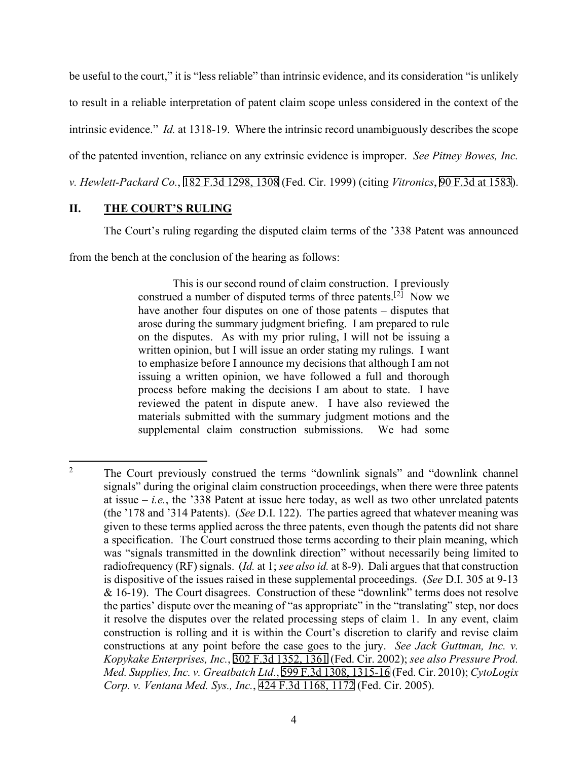be useful to the court," it is "less reliable" than intrinsic evidence, and its consideration "is unlikely to result in a reliable interpretation of patent claim scope unless considered in the context of the intrinsic evidence." *Id.* at 1318-19. Where the intrinsic record unambiguously describes the scope of the patented invention, reliance on any extrinsic evidence is improper. *See Pitney Bowes, Inc. v. Hewlett-Packard Co.*, 182 F.3d 1298, 1308 (Fed. Cir. 1999) (citing *Vitronics*, 90 F.3d at 1583).

## II. THE COURT'S RULING

The Court's ruling regarding the disputed claim terms of the '338 Patent was announced from the bench at the conclusion of the hearing as follows:

> This is our second round of claim construction. I previously construed a number of disputed terms of three patents.[2] Now we have another four disputes on one of those patents – disputes that arose during the summary judgment briefing. I am prepared to rule on the disputes. As with my prior ruling, I will not be issuing a written opinion, but I will issue an order stating my rulings. I want to emphasize before I announce my decisions that although I am not issuing a written opinion, we have followed a full and thorough process before making the decisions I am about to state. I have reviewed the patent in dispute anew. I have also reviewed the materials submitted with the summary judgment motions and the supplemental claim construction submissions. We had some

---

[2] The Court previously construed the terms "downlink signals" and "downlink channel signals" during the original claim construction proceedings, when there were three patents at issue – *i.e.*, the '338 Patent at issue here today, as well as two other unrelated patents (the '178 and '314 Patents). (*See* D.I. 122). The parties agreed that whatever meaning was given to these terms applied across the three patents, even though the patents did not share a specification. The Court construed those terms according to their plain meaning, which was "signals transmitted in the downlink direction" without necessarily being limited to radiofrequency (RF) signals. (*Id.* at 1; *see also id.* at 8-9). Dali argues that that construction is dispositive of the issues raised in these supplemental proceedings. (*See* D.I. 305 at 9-13 & 16-19). The Court disagrees. Construction of these "downlink" terms does not resolve the parties' dispute over the meaning of "as appropriate" in the "translating" step, nor does it resolve the disputes over the related processing steps of claim 1. In any event, claim construction is rolling and it is within the Court's discretion to clarify and revise claim constructions at any point before the case goes to the jury. *See Jack Guttman, Inc. v. Kopykake Enterprises, Inc.*, 302 F.3d 1352, 1361 (Fed. Cir. 2002); *see also Pressure Prod. Med. Supplies, Inc. v. Greatbatch Ltd.*, 599 F.3d 1308, 1315-16 (Fed. Cir. 2010); *CytoLogix Corp. v. Ventana Med. Sys., Inc.*, 424 F.3d 1168, 1172 (Fed. Cir. 2005).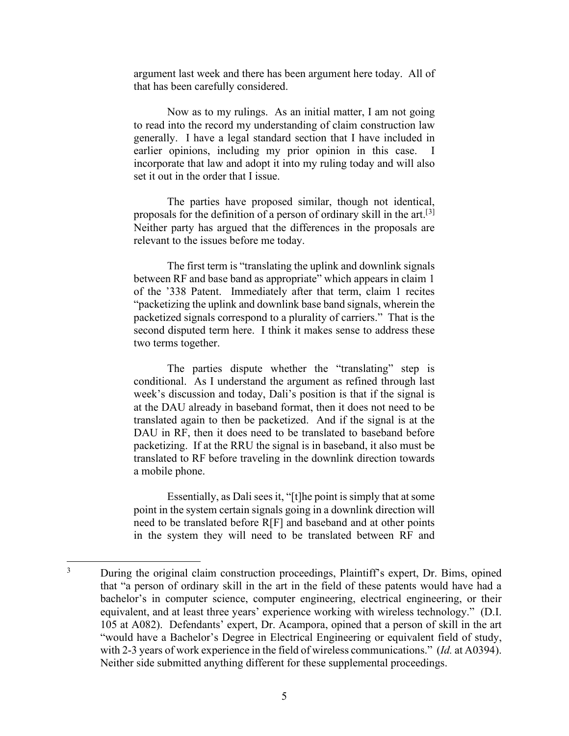argument last week and there has been argument here today. All of that has been carefully considered.

Now as to my rulings. As an initial matter, I am not going to read into the record my understanding of claim construction law generally. I have a legal standard section that I have included in earlier opinions, including my prior opinion in this case. I incorporate that law and adopt it into my ruling today and will also set it out in the order that I issue.

The parties have proposed similar, though not identical, proposals for the definition of a person of ordinary skill in the art.[3] Neither party has argued that the differences in the proposals are relevant to the issues before me today.

The first term is "translating the uplink and downlink signals between RF and base band as appropriate" which appears in claim 1 of the '338 Patent. Immediately after that term, claim 1 recites "packetizing the uplink and downlink base band signals, wherein the packetized signals correspond to a plurality of carriers." That is the second disputed term here. I think it makes sense to address these two terms together.

The parties dispute whether the "translating" step is conditional. As I understand the argument as refined through last week's discussion and today, Dali's position is that if the signal is at the DAU already in baseband format, then it does not need to be translated again to then be packetized. And if the signal is at the DAU in RF, then it does need to be translated to baseband before packetizing. If at the RRU the signal is in baseband, it also must be translated to RF before traveling in the downlink direction towards a mobile phone.

Essentially, as Dali sees it, "[t]he point is simply that at some point in the system certain signals going in a downlink direction will need to be translated before R[F] and baseband and at other points in the system they will need to be translated between RF and

---

[3] During the original claim construction proceedings, Plaintiff's expert, Dr. Bims, opined that "a person of ordinary skill in the art in the field of these patents would have had a bachelor's in computer science, computer engineering, electrical engineering, or their equivalent, and at least three years' experience working with wireless technology." (D.I. 105 at A082). Defendants' expert, Dr. Acampora, opined that a person of skill in the art "would have a Bachelor's Degree in Electrical Engineering or equivalent field of study, with 2-3 years of work experience in the field of wireless communications." (*Id.* at A0394). Neither side submitted anything different for these supplemental proceedings.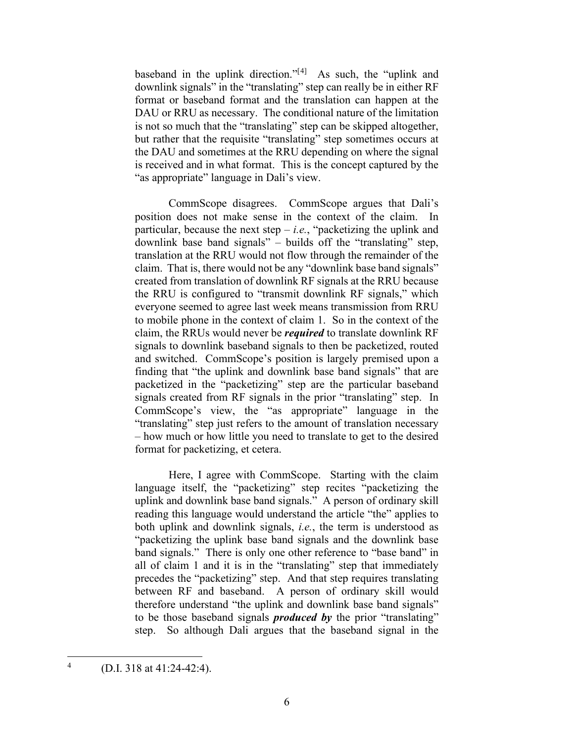baseband in the uplink direction."[4] As such, the "uplink and downlink signals" in the "translating" step can really be in either RF format or baseband format and the translation can happen at the DAU or RRU as necessary. The conditional nature of the limitation is not so much that the "translating" step can be skipped altogether, but rather that the requisite "translating" step sometimes occurs at the DAU and sometimes at the RRU depending on where the signal is received and in what format. This is the concept captured by the "as appropriate" language in Dali's view.

CommScope disagrees. CommScope argues that Dali's position does not make sense in the context of the claim. In particular, because the next step – *i.e.*, "packetizing the uplink and downlink base band signals" – builds off the "translating" step, translation at the RRU would not flow through the remainder of the claim. That is, there would not be any "downlink base band signals" created from translation of downlink RF signals at the RRU because the RRU is configured to "transmit downlink RF signals," which everyone seemed to agree last week means transmission from RRU to mobile phone in the context of claim 1. So in the context of the claim, the RRUs would never be ***required*** to translate downlink RF signals to downlink baseband signals to then be packetized, routed and switched. CommScope's position is largely premised upon a finding that "the uplink and downlink base band signals" that are packetized in the "packetizing" step are the particular baseband signals created from RF signals in the prior "translating" step. In CommScope's view, the "as appropriate" language in the "translating" step just refers to the amount of translation necessary – how much or how little you need to translate to get to the desired format for packetizing, et cetera.

Here, I agree with CommScope. Starting with the claim language itself, the "packetizing" step recites "packetizing the uplink and downlink base band signals." A person of ordinary skill reading this language would understand the article "the" applies to both uplink and downlink signals, *i.e.*, the term is understood as "packetizing the uplink base band signals and the downlink base band signals." There is only one other reference to "base band" in all of claim 1 and it is in the "translating" step that immediately precedes the "packetizing" step. And that step requires translating between RF and baseband. A person of ordinary skill would therefore understand "the uplink and downlink base band signals" to be those baseband signals ***produced by*** the prior "translating" step. So although Dali argues that the baseband signal in the

---

[4] (D.I. 318 at 41:24-42:4).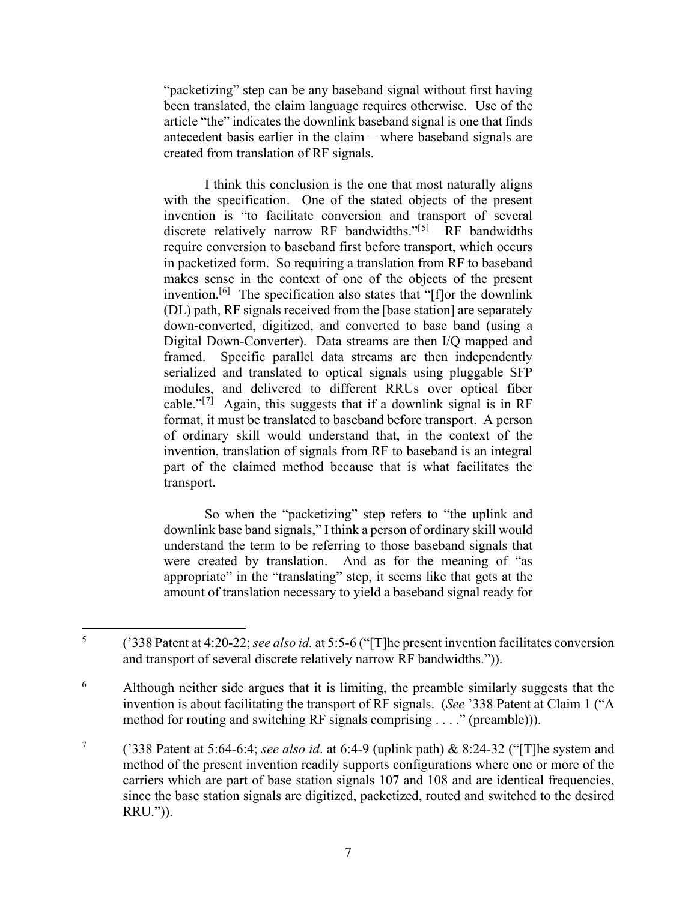"packetizing" step can be any baseband signal without first having been translated, the claim language requires otherwise. Use of the article "the" indicates the downlink baseband signal is one that finds antecedent basis earlier in the claim – where baseband signals are created from translation of RF signals.

I think this conclusion is the one that most naturally aligns with the specification. One of the stated objects of the present invention is "to facilitate conversion and transport of several discrete relatively narrow RF bandwidths."[5] RF bandwidths require conversion to baseband first before transport, which occurs in packetized form. So requiring a translation from RF to baseband makes sense in the context of one of the objects of the present invention.[6] The specification also states that "[f]or the downlink (DL) path, RF signals received from the [base station] are separately down-converted, digitized, and converted to base band (using a Digital Down-Converter). Data streams are then I/Q mapped and framed. Specific parallel data streams are then independently serialized and translated to optical signals using pluggable SFP modules, and delivered to different RRUs over optical fiber cable."[7] Again, this suggests that if a downlink signal is in RF format, it must be translated to baseband before transport. A person of ordinary skill would understand that, in the context of the invention, translation of signals from RF to baseband is an integral part of the claimed method because that is what facilitates the transport.

So when the "packetizing" step refers to "the uplink and downlink base band signals," I think a person of ordinary skill would understand the term to be referring to those baseband signals that were created by translation. And as for the meaning of "as appropriate" in the "translating" step, it seems like that gets at the amount of translation necessary to yield a baseband signal ready for

---

[5] ('338 Patent at 4:20-22; *see also id.* at 5:5-6 ("[T]he present invention facilitates conversion and transport of several discrete relatively narrow RF bandwidths.")).

[6] Although neither side argues that it is limiting, the preamble similarly suggests that the invention is about facilitating the transport of RF signals. (*See* '338 Patent at Claim 1 ("A method for routing and switching RF signals comprising . . . ." (preamble))).

[7] ('338 Patent at 5:64-6:4; *see also id*. at 6:4-9 (uplink path) & 8:24-32 ("[T]he system and method of the present invention readily supports configurations where one or more of the carriers which are part of base station signals 107 and 108 and are identical frequencies, since the base station signals are digitized, packetized, routed and switched to the desired RRU.")).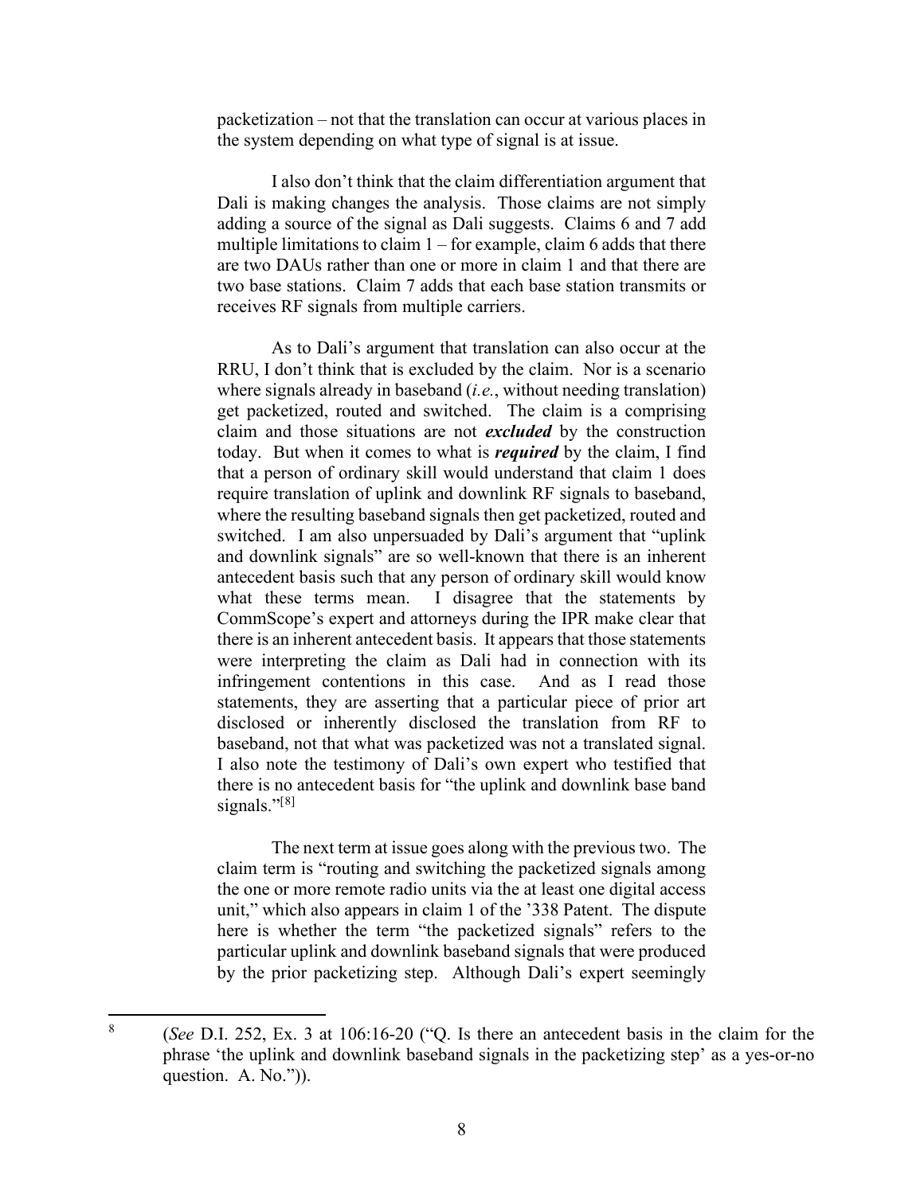packetization – not that the translation can occur at various places in the system depending on what type of signal is at issue.

I also don't think that the claim differentiation argument that Dali is making changes the analysis. Those claims are not simply adding a source of the signal as Dali suggests. Claims 6 and 7 add multiple limitations to claim 1 – for example, claim 6 adds that there are two DAUs rather than one or more in claim 1 and that there are two base stations. Claim 7 adds that each base station transmits or receives RF signals from multiple carriers.

As to Dali's argument that translation can also occur at the RRU, I don't think that is excluded by the claim. Nor is a scenario where signals already in baseband (*i.e.*, without needing translation) get packetized, routed and switched. The claim is a comprising claim and those situations are not ***excluded*** by the construction today. But when it comes to what is ***required*** by the claim, I find that a person of ordinary skill would understand that claim 1 does require translation of uplink and downlink RF signals to baseband, where the resulting baseband signals then get packetized, routed and switched. I am also unpersuaded by Dali's argument that "uplink and downlink signals" are so well-known that there is an inherent antecedent basis such that any person of ordinary skill would know what these terms mean. I disagree that the statements by CommScope's expert and attorneys during the IPR make clear that there is an inherent antecedent basis. It appears that those statements were interpreting the claim as Dali had in connection with its infringement contentions in this case. And as I read those statements, they are asserting that a particular piece of prior art disclosed or inherently disclosed the translation from RF to baseband, not that what was packetized was not a translated signal. I also note the testimony of Dali's own expert who testified that there is no antecedent basis for "the uplink and downlink base band signals."[8]

The next term at issue goes along with the previous two. The claim term is "routing and switching the packetized signals among the one or more remote radio units via the at least one digital access unit," which also appears in claim 1 of the '338 Patent. The dispute here is whether the term "the packetized signals" refers to the particular uplink and downlink baseband signals that were produced by the prior packetizing step. Although Dali's expert seemingly

---

[8] (*See* D.I. 252, Ex. 3 at 106:16-20 ("Q. Is there an antecedent basis in the claim for the phrase 'the uplink and downlink baseband signals in the packetizing step' as a yes-or-no question. A. No.")).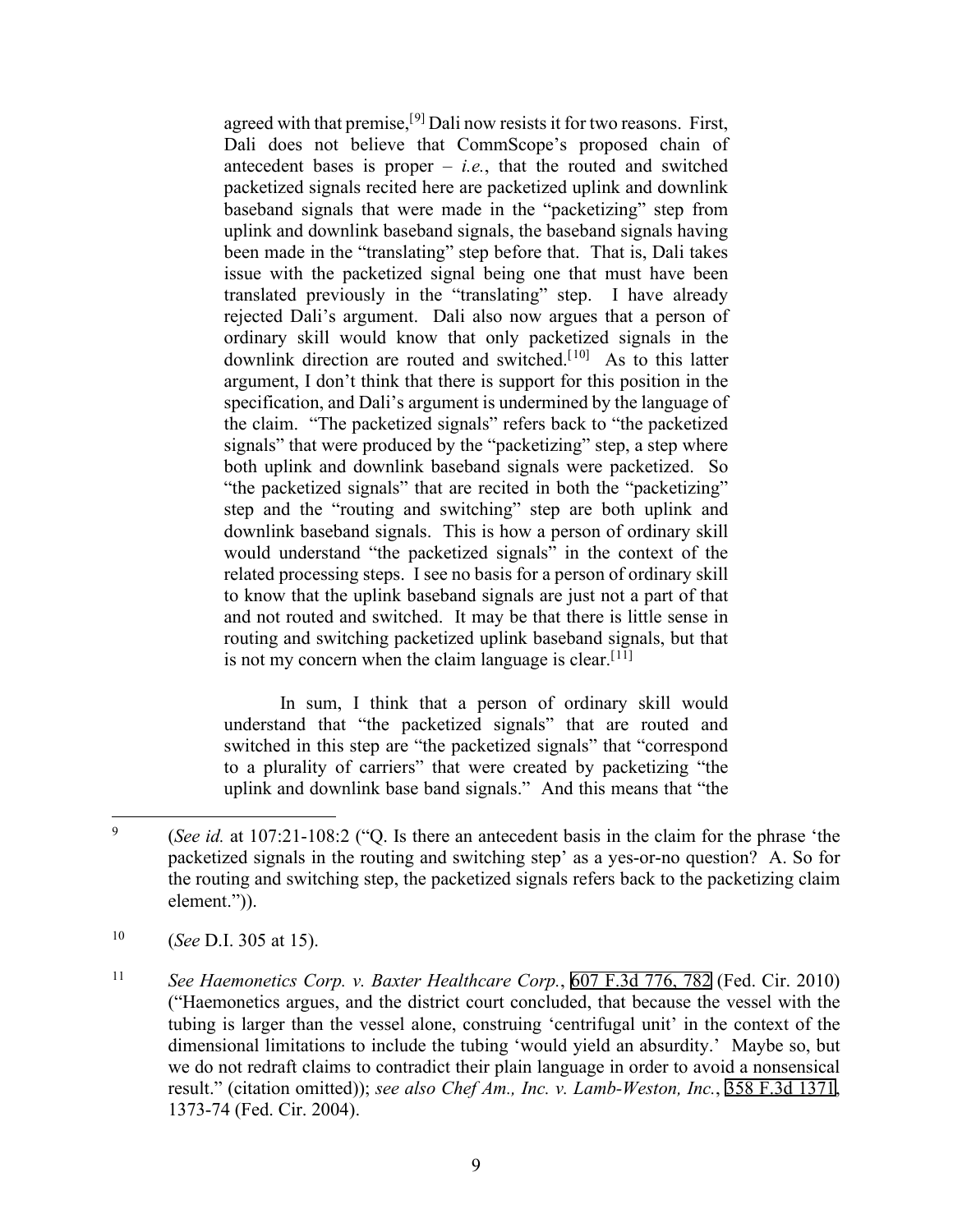agreed with that premise,[9] Dali now resists it for two reasons. First, Dali does not believe that CommScope's proposed chain of antecedent bases is proper – *i.e.*, that the routed and switched packetized signals recited here are packetized uplink and downlink baseband signals that were made in the "packetizing" step from uplink and downlink baseband signals, the baseband signals having been made in the "translating" step before that. That is, Dali takes issue with the packetized signal being one that must have been translated previously in the "translating" step. I have already rejected Dali's argument. Dali also now argues that a person of ordinary skill would know that only packetized signals in the downlink direction are routed and switched.[10] As to this latter argument, I don't think that there is support for this position in the specification, and Dali's argument is undermined by the language of the claim. "The packetized signals" refers back to "the packetized signals" that were produced by the "packetizing" step, a step where both uplink and downlink baseband signals were packetized. So "the packetized signals" that are recited in both the "packetizing" step and the "routing and switching" step are both uplink and downlink baseband signals. This is how a person of ordinary skill would understand "the packetized signals" in the context of the related processing steps. I see no basis for a person of ordinary skill to know that the uplink baseband signals are just not a part of that and not routed and switched. It may be that there is little sense in routing and switching packetized uplink baseband signals, but that is not my concern when the claim language is clear.[11]

In sum, I think that a person of ordinary skill would understand that "the packetized signals" that are routed and switched in this step are "the packetized signals" that "correspond to a plurality of carriers" that were created by packetizing "the uplink and downlink base band signals." And this means that "the

---

9 (*See id.* at 107:21-108:2 ("Q. Is there an antecedent basis in the claim for the phrase 'the packetized signals in the routing and switching step' as a yes-or-no question? A. So for the routing and switching step, the packetized signals refers back to the packetizing claim element.")).

10 (*See* D.I. 305 at 15).

11 *See Haemonetics Corp. v. Baxter Healthcare Corp.*, 607 F.3d 776, 782 (Fed. Cir. 2010) ("Haemonetics argues, and the district court concluded, that because the vessel with the tubing is larger than the vessel alone, construing 'centrifugal unit' in the context of the dimensional limitations to include the tubing 'would yield an absurdity.' Maybe so, but we do not redraft claims to contradict their plain language in order to avoid a nonsensical result." (citation omitted)); *see also Chef Am., Inc. v. Lamb-Weston, Inc.*, 358 F.3d 1371, 1373-74 (Fed. Cir. 2004).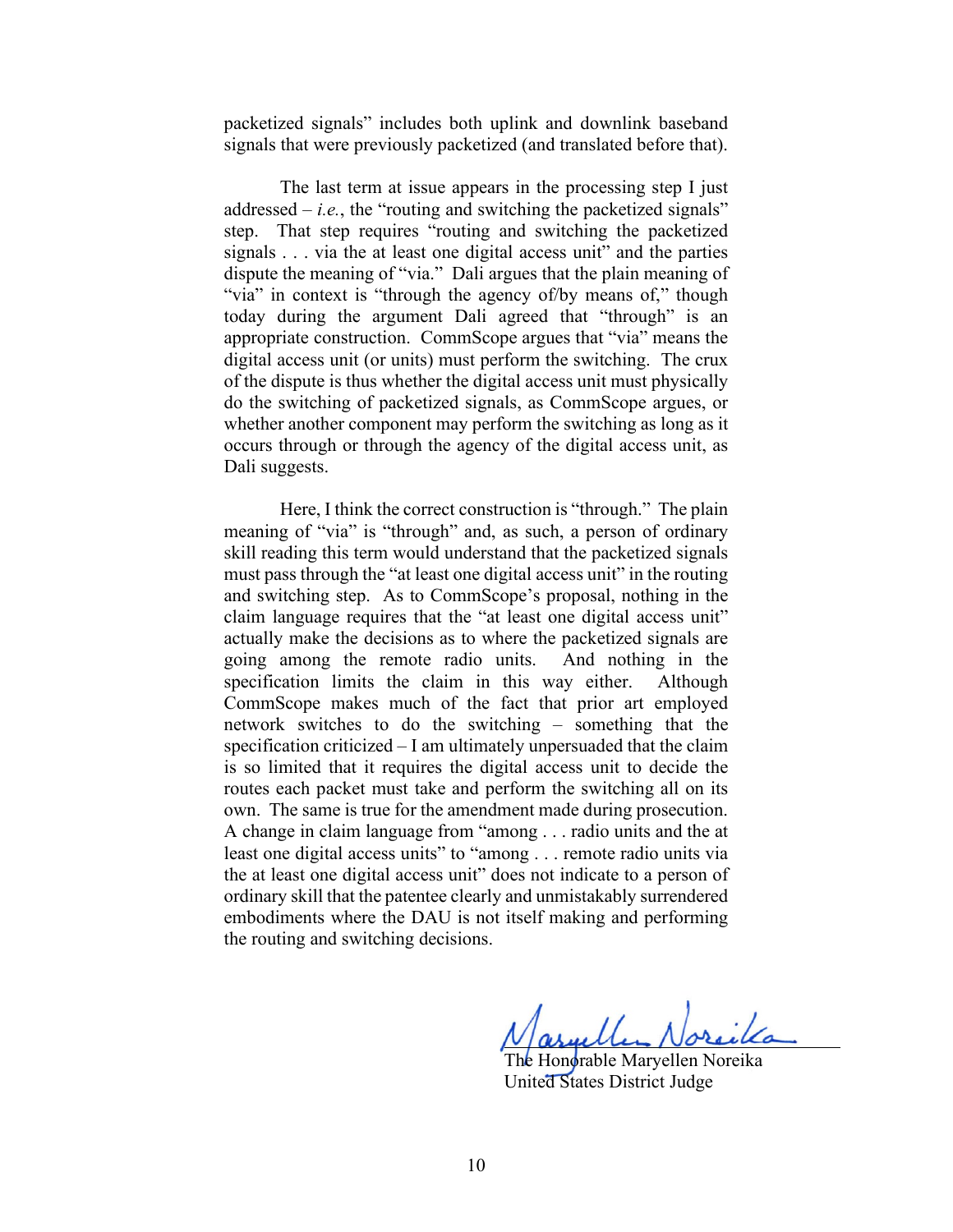packetized signals" includes both uplink and downlink baseband signals that were previously packetized (and translated before that).

The last term at issue appears in the processing step I just addressed – *i.e.*, the "routing and switching the packetized signals" step. That step requires "routing and switching the packetized signals . . . via the at least one digital access unit" and the parties dispute the meaning of "via." Dali argues that the plain meaning of "via" in context is "through the agency of/by means of," though today during the argument Dali agreed that "through" is an appropriate construction. CommScope argues that "via" means the digital access unit (or units) must perform the switching. The crux of the dispute is thus whether the digital access unit must physically do the switching of packetized signals, as CommScope argues, or whether another component may perform the switching as long as it occurs through or through the agency of the digital access unit, as Dali suggests.

Here, I think the correct construction is "through." The plain meaning of "via" is "through" and, as such, a person of ordinary skill reading this term would understand that the packetized signals must pass through the "at least one digital access unit" in the routing and switching step. As to CommScope's proposal, nothing in the claim language requires that the "at least one digital access unit" actually make the decisions as to where the packetized signals are going among the remote radio units. And nothing in the specification limits the claim in this way either. Although CommScope makes much of the fact that prior art employed network switches to do the switching – something that the specification criticized – I am ultimately unpersuaded that the claim is so limited that it requires the digital access unit to decide the routes each packet must take and perform the switching all on its own. The same is true for the amendment made during prosecution. A change in claim language from "among . . . radio units and the at least one digital access units" to "among . . . remote radio units via the at least one digital access unit" does not indicate to a person of ordinary skill that the patentee clearly and unmistakably surrendered embodiments where the DAU is not itself making and performing the routing and switching decisions.

The Honorable Maryellen Noreika
United States District Judge